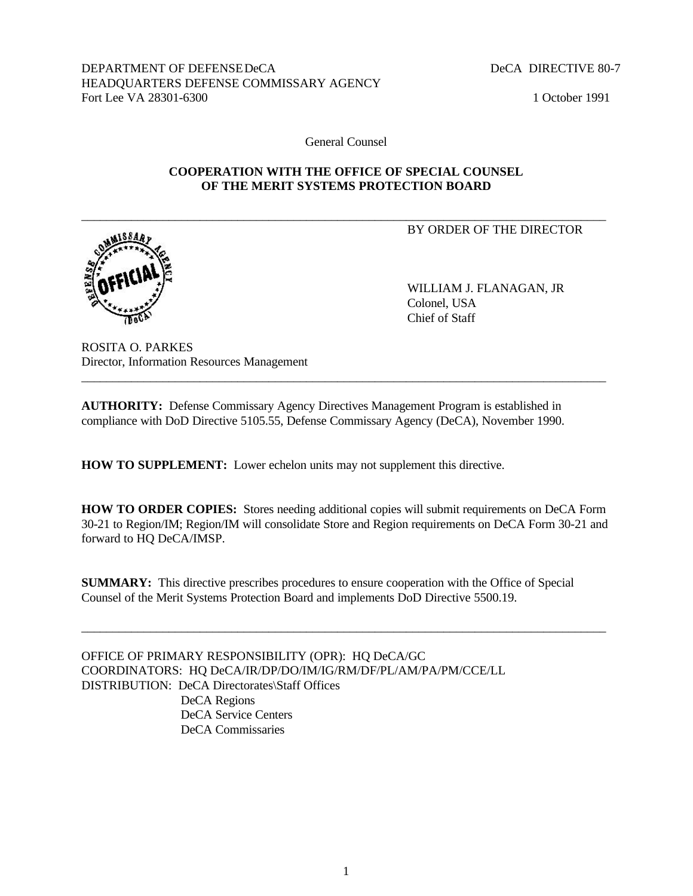DEPARTMENT OF DEFENSE DeCA
HEADQUARTERS DEFENSE COMMISSARY AGENCY
Fort Lee VA 28301-6300

DeCA DIRECTIVE 80-7

1 October 1991

General Counsel

**COOPERATION WITH THE OFFICE OF SPECIAL COUNSEL OF THE MERIT SYSTEMS PROTECTION BOARD**

---

BY ORDER OF THE DIRECTOR

WILLIAM J. FLANAGAN, JR
Colonel, USA
Chief of Staff

ROSITA O. PARKES
Director, Information Resources Management

---

**AUTHORITY:** Defense Commissary Agency Directives Management Program is established in compliance with DoD Directive 5105.55, Defense Commissary Agency (DeCA), November 1990.

**HOW TO SUPPLEMENT:** Lower echelon units may not supplement this directive.

**HOW TO ORDER COPIES:** Stores needing additional copies will submit requirements on DeCA Form 30-21 to Region/IM; Region/IM will consolidate Store and Region requirements on DeCA Form 30-21 and forward to HQ DeCA/IMSP.

**SUMMARY:** This directive prescribes procedures to ensure cooperation with the Office of Special Counsel of the Merit Systems Protection Board and implements DoD Directive 5500.19.

---

OFFICE OF PRIMARY RESPONSIBILITY (OPR): HQ DeCA/GC
COORDINATORS: HQ DeCA/IR/DP/DO/IM/IG/RM/DF/PL/AM/PA/PM/CCE/LL
DISTRIBUTION: DeCA Directorates\Staff Offices
DeCA Regions
DeCA Service Centers
DeCA Commissaries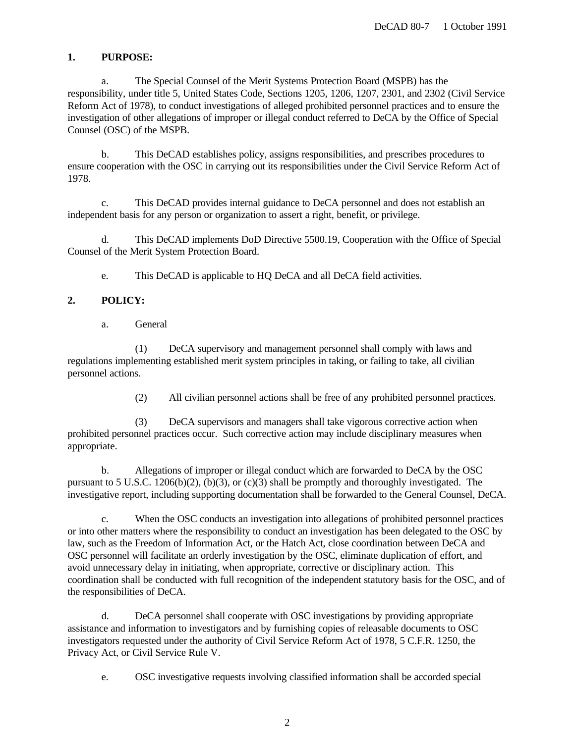**1. PURPOSE:**

a. The Special Counsel of the Merit Systems Protection Board (MSPB) has the responsibility, under title 5, United States Code, Sections 1205, 1206, 1207, 2301, and 2302 (Civil Service Reform Act of 1978), to conduct investigations of alleged prohibited personnel practices and to ensure the investigation of other allegations of improper or illegal conduct referred to DeCA by the Office of Special Counsel (OSC) of the MSPB.

b. This DeCAD establishes policy, assigns responsibilities, and prescribes procedures to ensure cooperation with the OSC in carrying out its responsibilities under the Civil Service Reform Act of 1978.

c. This DeCAD provides internal guidance to DeCA personnel and does not establish an independent basis for any person or organization to assert a right, benefit, or privilege.

d. This DeCAD implements DoD Directive 5500.19, Cooperation with the Office of Special Counsel of the Merit System Protection Board.

e. This DeCAD is applicable to HQ DeCA and all DeCA field activities.

**2. POLICY:**

a. General

(1) DeCA supervisory and management personnel shall comply with laws and regulations implementing established merit system principles in taking, or failing to take, all civilian personnel actions.

(2) All civilian personnel actions shall be free of any prohibited personnel practices.

(3) DeCA supervisors and managers shall take vigorous corrective action when prohibited personnel practices occur. Such corrective action may include disciplinary measures when appropriate.

b. Allegations of improper or illegal conduct which are forwarded to DeCA by the OSC pursuant to 5 U.S.C. 1206(b)(2), (b)(3), or (c)(3) shall be promptly and thoroughly investigated. The investigative report, including supporting documentation shall be forwarded to the General Counsel, DeCA.

c. When the OSC conducts an investigation into allegations of prohibited personnel practices or into other matters where the responsibility to conduct an investigation has been delegated to the OSC by law, such as the Freedom of Information Act, or the Hatch Act, close coordination between DeCA and OSC personnel will facilitate an orderly investigation by the OSC, eliminate duplication of effort, and avoid unnecessary delay in initiating, when appropriate, corrective or disciplinary action. This coordination shall be conducted with full recognition of the independent statutory basis for the OSC, and of the responsibilities of DeCA.

d. DeCA personnel shall cooperate with OSC investigations by providing appropriate assistance and information to investigators and by furnishing copies of releasable documents to OSC investigators requested under the authority of Civil Service Reform Act of 1978, 5 C.F.R. 1250, the Privacy Act, or Civil Service Rule V.

e. OSC investigative requests involving classified information shall be accorded special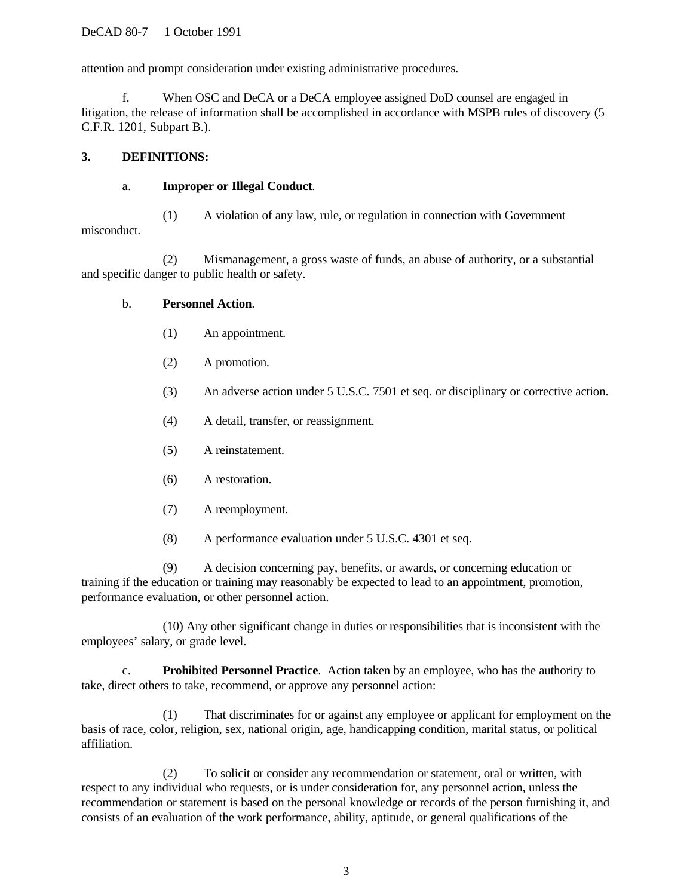attention and prompt consideration under existing administrative procedures.

f. When OSC and DeCA or a DeCA employee assigned DoD counsel are engaged in litigation, the release of information shall be accomplished in accordance with MSPB rules of discovery (5 C.F.R. 1201, Subpart B.).

**3. DEFINITIONS:**

a. **Improper or Illegal Conduct**.

(1) A violation of any law, rule, or regulation in connection with Government misconduct.

(2) Mismanagement, a gross waste of funds, an abuse of authority, or a substantial and specific danger to public health or safety.

b. **Personnel Action**.

(1) An appointment.

(2) A promotion.

(3) An adverse action under 5 U.S.C. 7501 et seq. or disciplinary or corrective action.

(4) A detail, transfer, or reassignment.

(5) A reinstatement.

(6) A restoration.

(7) A reemployment.

(8) A performance evaluation under 5 U.S.C. 4301 et seq.

(9) A decision concerning pay, benefits, or awards, or concerning education or training if the education or training may reasonably be expected to lead to an appointment, promotion, performance evaluation, or other personnel action.

(10) Any other significant change in duties or responsibilities that is inconsistent with the employees' salary, or grade level.

c. **Prohibited Personnel Practice**. Action taken by an employee, who has the authority to take, direct others to take, recommend, or approve any personnel action:

(1) That discriminates for or against any employee or applicant for employment on the basis of race, color, religion, sex, national origin, age, handicapping condition, marital status, or political affiliation.

(2) To solicit or consider any recommendation or statement, oral or written, with respect to any individual who requests, or is under consideration for, any personnel action, unless the recommendation or statement is based on the personal knowledge or records of the person furnishing it, and consists of an evaluation of the work performance, ability, aptitude, or general qualifications of the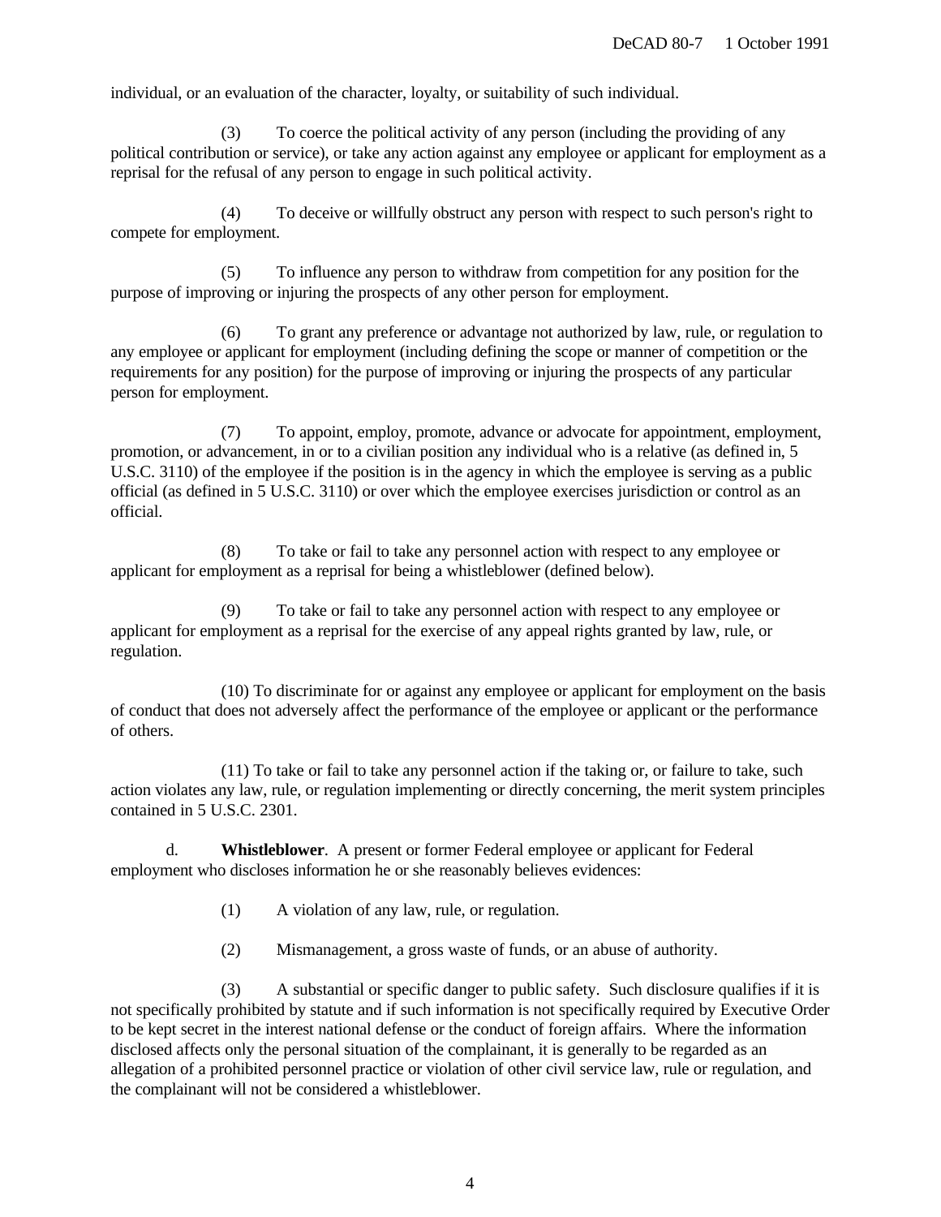individual, or an evaluation of the character, loyalty, or suitability of such individual.

(3) To coerce the political activity of any person (including the providing of any political contribution or service), or take any action against any employee or applicant for employment as a reprisal for the refusal of any person to engage in such political activity.

(4) To deceive or willfully obstruct any person with respect to such person's right to compete for employment.

(5) To influence any person to withdraw from competition for any position for the purpose of improving or injuring the prospects of any other person for employment.

(6) To grant any preference or advantage not authorized by law, rule, or regulation to any employee or applicant for employment (including defining the scope or manner of competition or the requirements for any position) for the purpose of improving or injuring the prospects of any particular person for employment.

(7) To appoint, employ, promote, advance or advocate for appointment, employment, promotion, or advancement, in or to a civilian position any individual who is a relative (as defined in, 5 U.S.C. 3110) of the employee if the position is in the agency in which the employee is serving as a public official (as defined in 5 U.S.C. 3110) or over which the employee exercises jurisdiction or control as an official.

(8) To take or fail to take any personnel action with respect to any employee or applicant for employment as a reprisal for being a whistleblower (defined below).

(9) To take or fail to take any personnel action with respect to any employee or applicant for employment as a reprisal for the exercise of any appeal rights granted by law, rule, or regulation.

(10) To discriminate for or against any employee or applicant for employment on the basis of conduct that does not adversely affect the performance of the employee or applicant or the performance of others.

(11) To take or fail to take any personnel action if the taking or, or failure to take, such action violates any law, rule, or regulation implementing or directly concerning, the merit system principles contained in 5 U.S.C. 2301.

d. **Whistleblower**. A present or former Federal employee or applicant for Federal employment who discloses information he or she reasonably believes evidences:

(1) A violation of any law, rule, or regulation.

(2) Mismanagement, a gross waste of funds, or an abuse of authority.

(3) A substantial or specific danger to public safety. Such disclosure qualifies if it is not specifically prohibited by statute and if such information is not specifically required by Executive Order to be kept secret in the interest national defense or the conduct of foreign affairs. Where the information disclosed affects only the personal situation of the complainant, it is generally to be regarded as an allegation of a prohibited personnel practice or violation of other civil service law, rule or regulation, and the complainant will not be considered a whistleblower.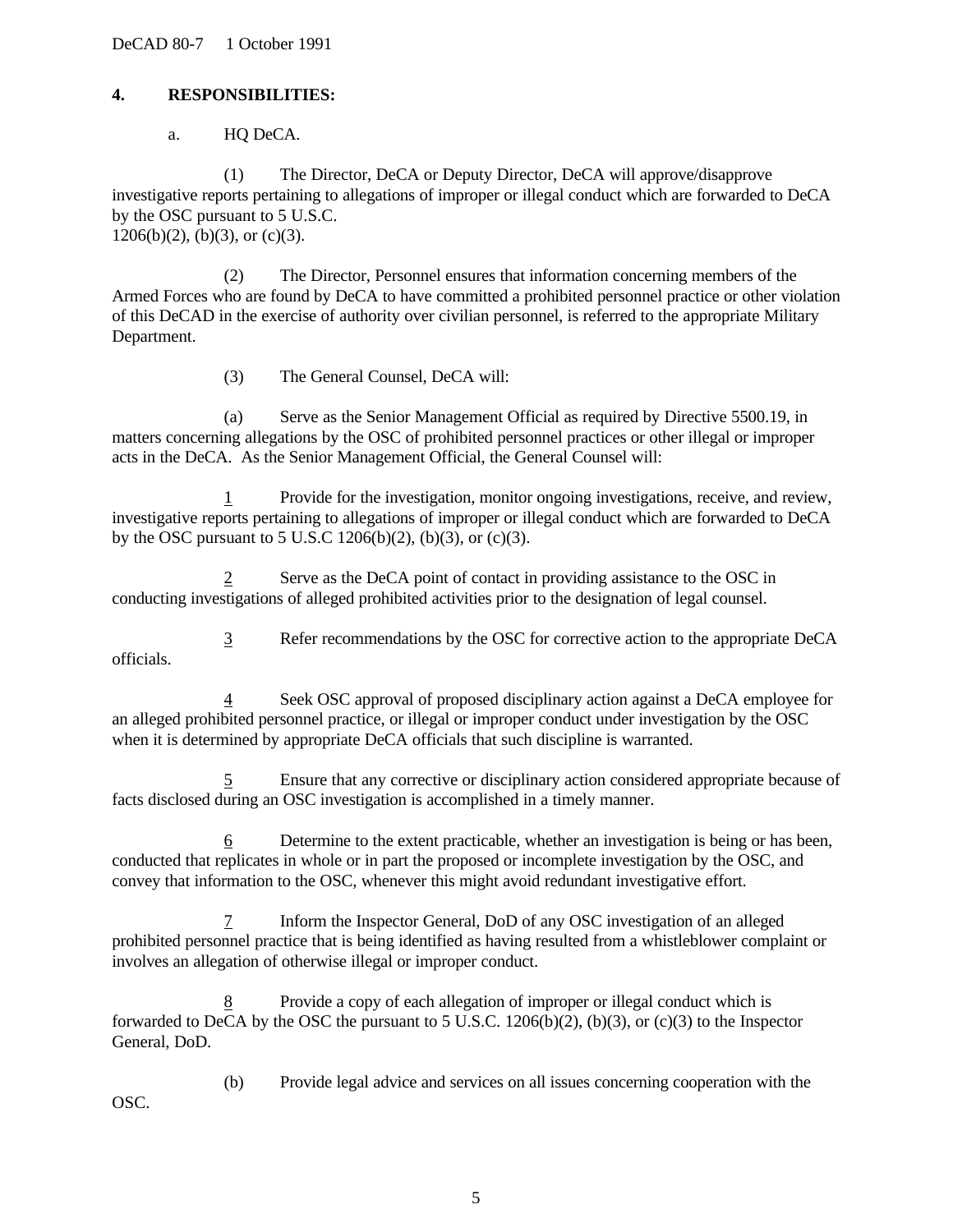**4. RESPONSIBILITIES:**

a. HQ DeCA.

(1) The Director, DeCA or Deputy Director, DeCA will approve/disapprove investigative reports pertaining to allegations of improper or illegal conduct which are forwarded to DeCA by the OSC pursuant to 5 U.S.C. 1206(b)(2), (b)(3), or (c)(3).

(2) The Director, Personnel ensures that information concerning members of the Armed Forces who are found by DeCA to have committed a prohibited personnel practice or other violation of this DeCAD in the exercise of authority over civilian personnel, is referred to the appropriate Military Department.

(3) The General Counsel, DeCA will:

(a) Serve as the Senior Management Official as required by Directive 5500.19, in matters concerning allegations by the OSC of prohibited personnel practices or other illegal or improper acts in the DeCA. As the Senior Management Official, the General Counsel will:

1 Provide for the investigation, monitor ongoing investigations, receive, and review, investigative reports pertaining to allegations of improper or illegal conduct which are forwarded to DeCA by the OSC pursuant to 5 U.S.C 1206(b)(2), (b)(3), or (c)(3).

2 Serve as the DeCA point of contact in providing assistance to the OSC in conducting investigations of alleged prohibited activities prior to the designation of legal counsel.

3 Refer recommendations by the OSC for corrective action to the appropriate DeCA officials.

4 Seek OSC approval of proposed disciplinary action against a DeCA employee for an alleged prohibited personnel practice, or illegal or improper conduct under investigation by the OSC when it is determined by appropriate DeCA officials that such discipline is warranted.

5 Ensure that any corrective or disciplinary action considered appropriate because of facts disclosed during an OSC investigation is accomplished in a timely manner.

6 Determine to the extent practicable, whether an investigation is being or has been, conducted that replicates in whole or in part the proposed or incomplete investigation by the OSC, and convey that information to the OSC, whenever this might avoid redundant investigative effort.

7 Inform the Inspector General, DoD of any OSC investigation of an alleged prohibited personnel practice that is being identified as having resulted from a whistleblower complaint or involves an allegation of otherwise illegal or improper conduct.

8 Provide a copy of each allegation of improper or illegal conduct which is forwarded to DeCA by the OSC the pursuant to 5 U.S.C. 1206(b)(2), (b)(3), or (c)(3) to the Inspector General, DoD.

(b) Provide legal advice and services on all issues concerning cooperation with the OSC.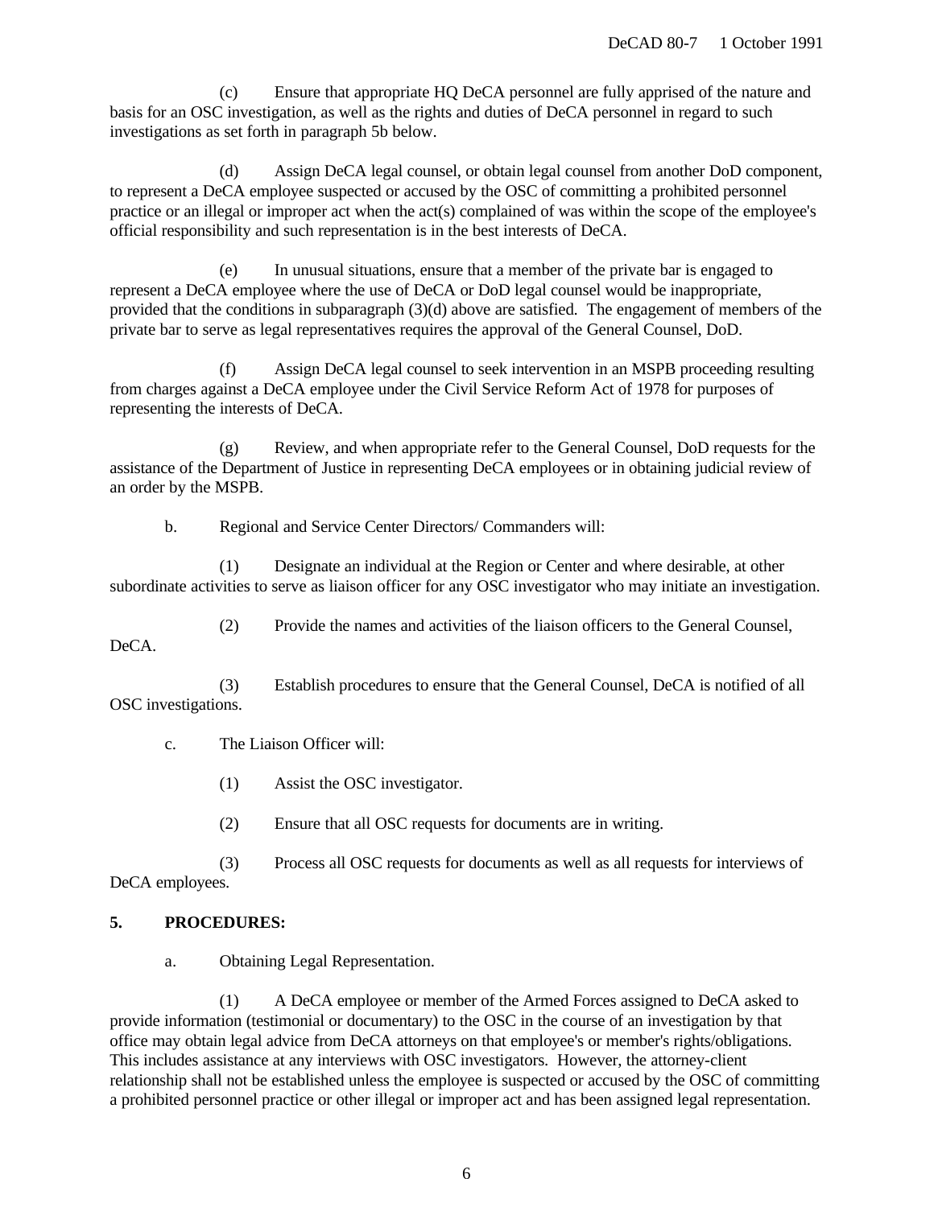(c) Ensure that appropriate HQ DeCA personnel are fully apprised of the nature and basis for an OSC investigation, as well as the rights and duties of DeCA personnel in regard to such investigations as set forth in paragraph 5b below.

(d) Assign DeCA legal counsel, or obtain legal counsel from another DoD component, to represent a DeCA employee suspected or accused by the OSC of committing a prohibited personnel practice or an illegal or improper act when the act(s) complained of was within the scope of the employee's official responsibility and such representation is in the best interests of DeCA.

(e) In unusual situations, ensure that a member of the private bar is engaged to represent a DeCA employee where the use of DeCA or DoD legal counsel would be inappropriate, provided that the conditions in subparagraph (3)(d) above are satisfied. The engagement of members of the private bar to serve as legal representatives requires the approval of the General Counsel, DoD.

(f) Assign DeCA legal counsel to seek intervention in an MSPB proceeding resulting from charges against a DeCA employee under the Civil Service Reform Act of 1978 for purposes of representing the interests of DeCA.

(g) Review, and when appropriate refer to the General Counsel, DoD requests for the assistance of the Department of Justice in representing DeCA employees or in obtaining judicial review of an order by the MSPB.

b. Regional and Service Center Directors/ Commanders will:

(1) Designate an individual at the Region or Center and where desirable, at other subordinate activities to serve as liaison officer for any OSC investigator who may initiate an investigation.

(2) Provide the names and activities of the liaison officers to the General Counsel, DeCA.

(3) Establish procedures to ensure that the General Counsel, DeCA is notified of all OSC investigations.

c. The Liaison Officer will:

(1) Assist the OSC investigator.

(2) Ensure that all OSC requests for documents are in writing.

(3) Process all OSC requests for documents as well as all requests for interviews of DeCA employees.

**5. PROCEDURES:**

a. Obtaining Legal Representation.

(1) A DeCA employee or member of the Armed Forces assigned to DeCA asked to provide information (testimonial or documentary) to the OSC in the course of an investigation by that office may obtain legal advice from DeCA attorneys on that employee's or member's rights/obligations. This includes assistance at any interviews with OSC investigators. However, the attorney-client relationship shall not be established unless the employee is suspected or accused by the OSC of committing a prohibited personnel practice or other illegal or improper act and has been assigned legal representation.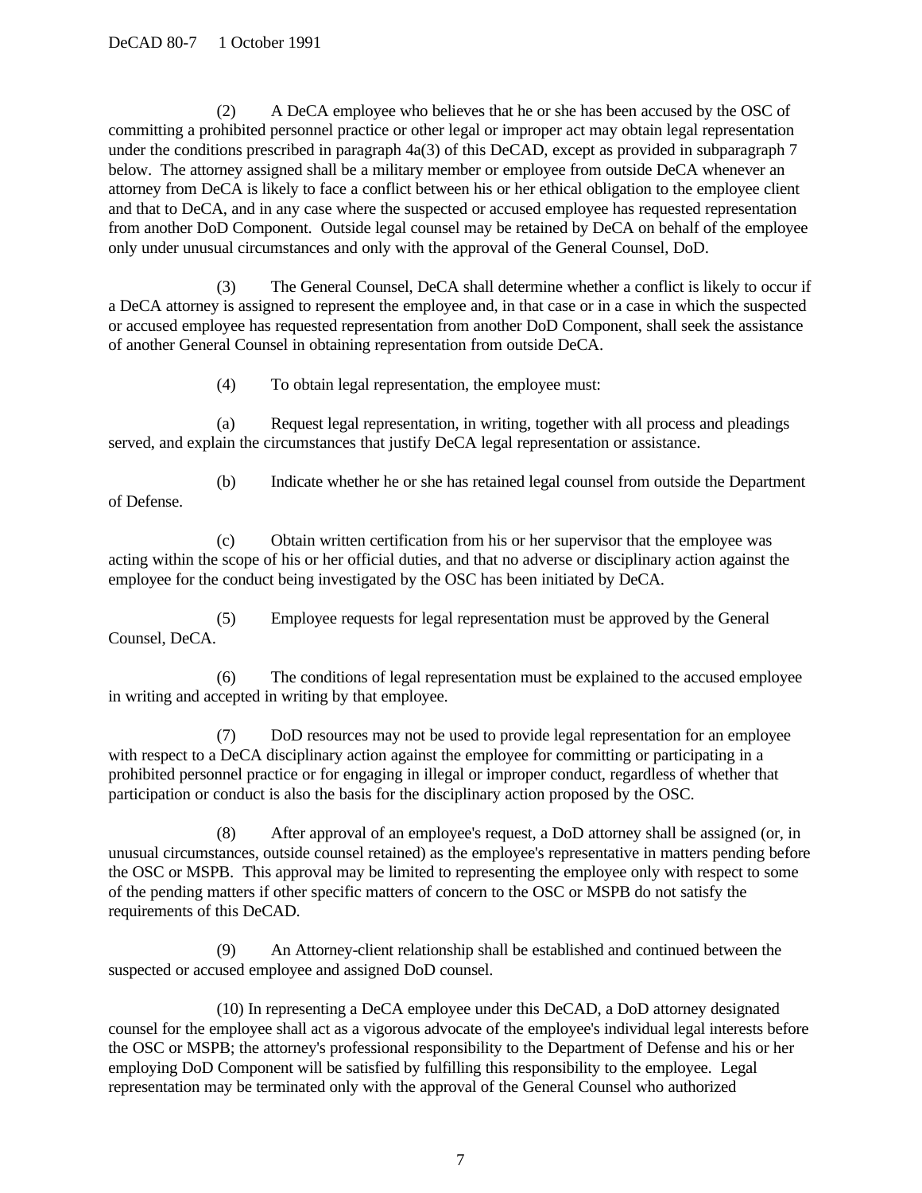(2) A DeCA employee who believes that he or she has been accused by the OSC of committing a prohibited personnel practice or other legal or improper act may obtain legal representation under the conditions prescribed in paragraph 4a(3) of this DeCAD, except as provided in subparagraph 7 below. The attorney assigned shall be a military member or employee from outside DeCA whenever an attorney from DeCA is likely to face a conflict between his or her ethical obligation to the employee client and that to DeCA, and in any case where the suspected or accused employee has requested representation from another DoD Component. Outside legal counsel may be retained by DeCA on behalf of the employee only under unusual circumstances and only with the approval of the General Counsel, DoD.

(3) The General Counsel, DeCA shall determine whether a conflict is likely to occur if a DeCA attorney is assigned to represent the employee and, in that case or in a case in which the suspected or accused employee has requested representation from another DoD Component, shall seek the assistance of another General Counsel in obtaining representation from outside DeCA.

(4) To obtain legal representation, the employee must:

(a) Request legal representation, in writing, together with all process and pleadings served, and explain the circumstances that justify DeCA legal representation or assistance.

(b) Indicate whether he or she has retained legal counsel from outside the Department of Defense.

(c) Obtain written certification from his or her supervisor that the employee was acting within the scope of his or her official duties, and that no adverse or disciplinary action against the employee for the conduct being investigated by the OSC has been initiated by DeCA.

(5) Employee requests for legal representation must be approved by the General Counsel, DeCA.

(6) The conditions of legal representation must be explained to the accused employee in writing and accepted in writing by that employee.

(7) DoD resources may not be used to provide legal representation for an employee with respect to a DeCA disciplinary action against the employee for committing or participating in a prohibited personnel practice or for engaging in illegal or improper conduct, regardless of whether that participation or conduct is also the basis for the disciplinary action proposed by the OSC.

(8) After approval of an employee's request, a DoD attorney shall be assigned (or, in unusual circumstances, outside counsel retained) as the employee's representative in matters pending before the OSC or MSPB. This approval may be limited to representing the employee only with respect to some of the pending matters if other specific matters of concern to the OSC or MSPB do not satisfy the requirements of this DeCAD.

(9) An Attorney-client relationship shall be established and continued between the suspected or accused employee and assigned DoD counsel.

(10) In representing a DeCA employee under this DeCAD, a DoD attorney designated counsel for the employee shall act as a vigorous advocate of the employee's individual legal interests before the OSC or MSPB; the attorney's professional responsibility to the Department of Defense and his or her employing DoD Component will be satisfied by fulfilling this responsibility to the employee. Legal representation may be terminated only with the approval of the General Counsel who authorized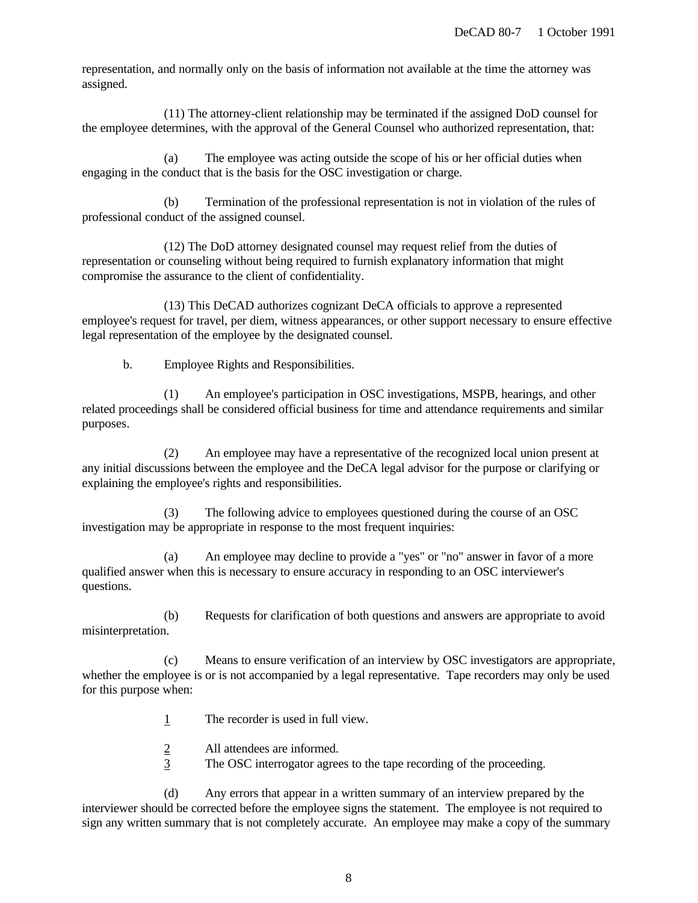representation, and normally only on the basis of information not available at the time the attorney was assigned.

(11) The attorney-client relationship may be terminated if the assigned DoD counsel for the employee determines, with the approval of the General Counsel who authorized representation, that:

(a) The employee was acting outside the scope of his or her official duties when engaging in the conduct that is the basis for the OSC investigation or charge.

(b) Termination of the professional representation is not in violation of the rules of professional conduct of the assigned counsel.

(12) The DoD attorney designated counsel may request relief from the duties of representation or counseling without being required to furnish explanatory information that might compromise the assurance to the client of confidentiality.

(13) This DeCAD authorizes cognizant DeCA officials to approve a represented employee's request for travel, per diem, witness appearances, or other support necessary to ensure effective legal representation of the employee by the designated counsel.

b. Employee Rights and Responsibilities.

(1) An employee's participation in OSC investigations, MSPB, hearings, and other related proceedings shall be considered official business for time and attendance requirements and similar purposes.

(2) An employee may have a representative of the recognized local union present at any initial discussions between the employee and the DeCA legal advisor for the purpose or clarifying or explaining the employee's rights and responsibilities.

(3) The following advice to employees questioned during the course of an OSC investigation may be appropriate in response to the most frequent inquiries:

(a) An employee may decline to provide a "yes" or "no" answer in favor of a more qualified answer when this is necessary to ensure accuracy in responding to an OSC interviewer's questions.

(b) Requests for clarification of both questions and answers are appropriate to avoid misinterpretation.

(c) Means to ensure verification of an interview by OSC investigators are appropriate, whether the employee is or is not accompanied by a legal representative. Tape recorders may only be used for this purpose when:

1 The recorder is used in full view.

2 All attendees are informed.

3 The OSC interrogator agrees to the tape recording of the proceeding.

(d) Any errors that appear in a written summary of an interview prepared by the interviewer should be corrected before the employee signs the statement. The employee is not required to sign any written summary that is not completely accurate. An employee may make a copy of the summary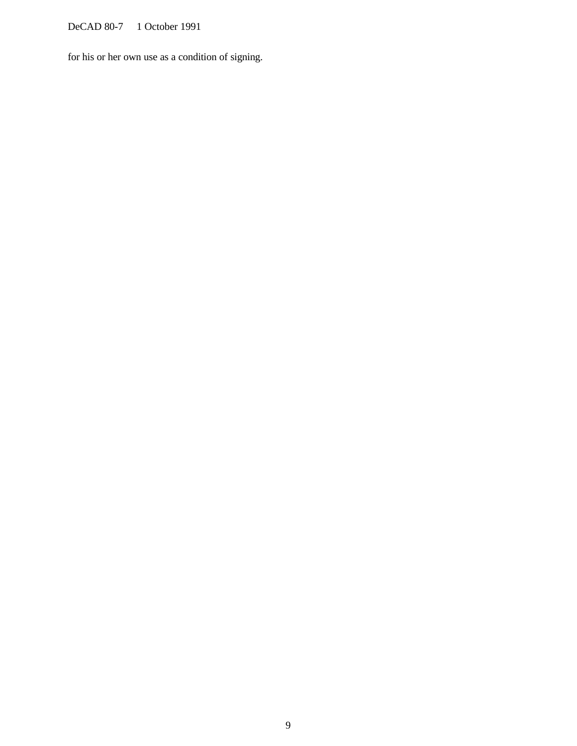for his or her own use as a condition of signing.